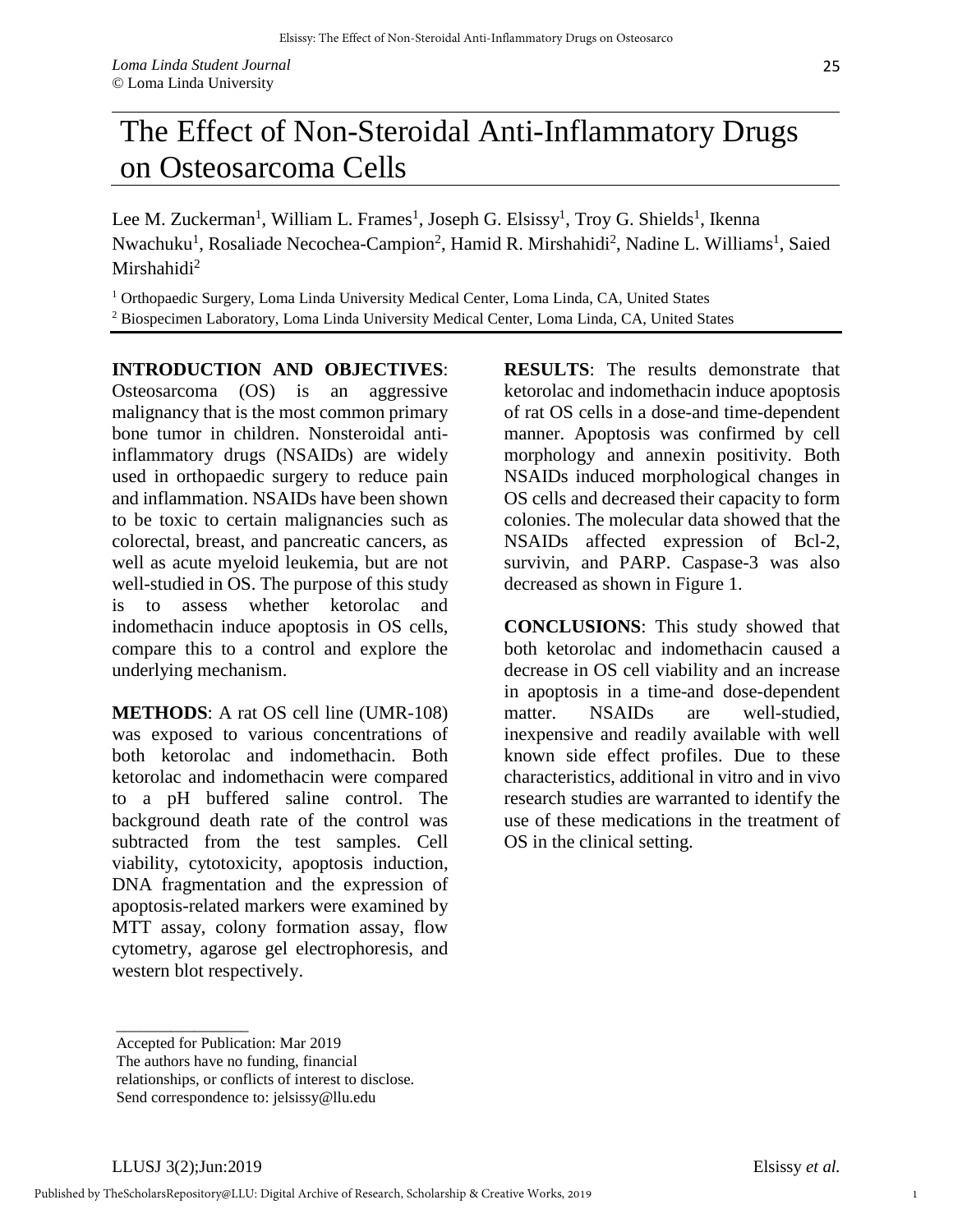# The Effect of Non-Steroidal Anti-Inflammatory Drugs on Osteosarcoma Cells

Lee M. Zuckerman[1], William L. Frames[1], Joseph G. Elsissy[1], Troy G. Shields[1], Ikenna Nwachuku[1], Rosaliade Necochea-Campion[2], Hamid R. Mirshahidi[2], Nadine L. Williams[1], Saied Mirshahidi[2]

[1] Orthopaedic Surgery, Loma Linda University Medical Center, Loma Linda, CA, United States
[2] Biospecimen Laboratory, Loma Linda University Medical Center, Loma Linda, CA, United States

**INTRODUCTION AND OBJECTIVES**: Osteosarcoma (OS) is an aggressive malignancy that is the most common primary bone tumor in children. Nonsteroidal anti-inflammatory drugs (NSAIDs) are widely used in orthopaedic surgery to reduce pain and inflammation. NSAIDs have been shown to be toxic to certain malignancies such as colorectal, breast, and pancreatic cancers, as well as acute myeloid leukemia, but are not well-studied in OS. The purpose of this study is to assess whether ketorolac and indomethacin induce apoptosis in OS cells, compare this to a control and explore the underlying mechanism.

**METHODS**: A rat OS cell line (UMR-108) was exposed to various concentrations of both ketorolac and indomethacin. Both ketorolac and indomethacin were compared to a pH buffered saline control. The background death rate of the control was subtracted from the test samples. Cell viability, cytotoxicity, apoptosis induction, DNA fragmentation and the expression of apoptosis-related markers were examined by MTT assay, colony formation assay, flow cytometry, agarose gel electrophoresis, and western blot respectively.

**RESULTS**: The results demonstrate that ketorolac and indomethacin induce apoptosis of rat OS cells in a dose-and time-dependent manner. Apoptosis was confirmed by cell morphology and annexin positivity. Both NSAIDs induced morphological changes in OS cells and decreased their capacity to form colonies. The molecular data showed that the NSAIDs affected expression of Bcl-2, survivin, and PARP. Caspase-3 was also decreased as shown in Figure 1.

**CONCLUSIONS**: This study showed that both ketorolac and indomethacin caused a decrease in OS cell viability and an increase in apoptosis in a time-and dose-dependent matter. NSAIDs are well-studied, inexpensive and readily available with well known side effect profiles. Due to these characteristics, additional in vitro and in vivo research studies are warranted to identify the use of these medications in the treatment of OS in the clinical setting.

---

Accepted for Publication: Mar 2019
The authors have no funding, financial relationships, or conflicts of interest to disclose.
Send correspondence to: jelsissy@llu.edu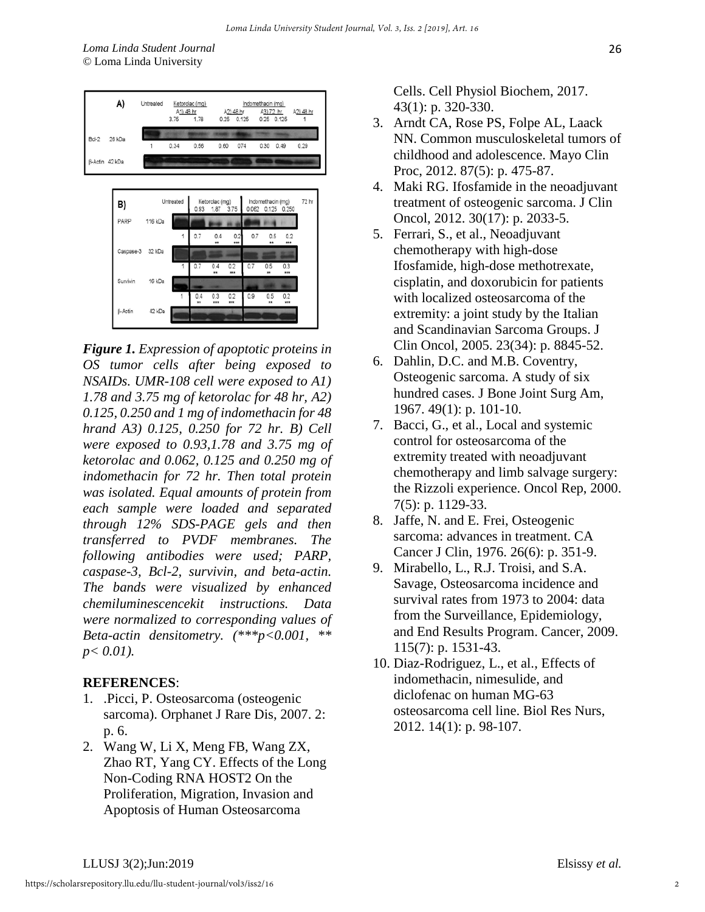A)

Untreated

Ketorolac (mg)

A1) 48 hr

3.75 1.78

Indomethacin (mg)

A2) 48 hr

0.25 0.125

A3) 72 hr

0.25 0.125

A2) 48 hr

1

Bcl-2 26 kDa

1 0.34 0.56 0.60 074 0.30 0.49 0.29

β-Actin 42 kDa

B)

Untreated

Ketorolac (mg)

0.93 1.87 3.75

Indomethacin (mg)

0.062 0.125 0.250

72 hr

PARP 116 kDa

1 0.7 0.4 0.2 0.7 0.5 0.2

Caspase-3 32 kDa

1 0.7 0.4 0.2 0.7 0.5 0.3

Survivin 16 kDa

1 0.4 0.3 0.2 0.9 0.5 0.2

β-Actin 42 kDa

***Figure 1.*** *Expression of apoptotic proteins in OS tumor cells after being exposed to NSAIDs. UMR-108 cell were exposed to A1) 1.78 and 3.75 mg of ketorolac for 48 hr, A2) 0.125, 0.250 and 1 mg of indomethacin for 48 hrand A3) 0.125, 0.250 for 72 hr. B) Cell were exposed to 0.93,1.78 and 3.75 mg of ketorolac and 0.062, 0.125 and 0.250 mg of indomethacin for 72 hr. Then total protein was isolated. Equal amounts of protein from each sample were loaded and separated through 12% SDS-PAGE gels and then transferred to PVDF membranes. The following antibodies were used; PARP, caspase-3, Bcl-2, survivin, and beta-actin. The bands were visualized by enhanced chemiluminescencekit instructions. Data were normalized to corresponding values of Beta-actin densitometry. (***p<0.001, ** p< 0.01).*

**REFERENCES**:

1. .Picci, P. Osteosarcoma (osteogenic sarcoma). Orphanet J Rare Dis, 2007. 2: p. 6.
2. Wang W, Li X, Meng FB, Wang ZX, Zhao RT, Yang CY. Effects of the Long Non-Coding RNA HOST2 On the Proliferation, Migration, Invasion and Apoptosis of Human Osteosarcoma Cells. Cell Physiol Biochem, 2017. 43(1): p. 320-330.
3. Arndt CA, Rose PS, Folpe AL, Laack NN. Common musculoskeletal tumors of childhood and adolescence. Mayo Clin Proc, 2012. 87(5): p. 475-87.
4. Maki RG. Ifosfamide in the neoadjuvant treatment of osteogenic sarcoma. J Clin Oncol, 2012. 30(17): p. 2033-5.
5. Ferrari, S., et al., Neoadjuvant chemotherapy with high-dose Ifosfamide, high-dose methotrexate, cisplatin, and doxorubicin for patients with localized osteosarcoma of the extremity: a joint study by the Italian and Scandinavian Sarcoma Groups. J Clin Oncol, 2005. 23(34): p. 8845-52.
6. Dahlin, D.C. and M.B. Coventry, Osteogenic sarcoma. A study of six hundred cases. J Bone Joint Surg Am, 1967. 49(1): p. 101-10.
7. Bacci, G., et al., Local and systemic control for osteosarcoma of the extremity treated with neoadjuvant chemotherapy and limb salvage surgery: the Rizzoli experience. Oncol Rep, 2000. 7(5): p. 1129-33.
8. Jaffe, N. and E. Frei, Osteogenic sarcoma: advances in treatment. CA Cancer J Clin, 1976. 26(6): p. 351-9.
9. Mirabello, L., R.J. Troisi, and S.A. Savage, Osteosarcoma incidence and survival rates from 1973 to 2004: data from the Surveillance, Epidemiology, and End Results Program. Cancer, 2009. 115(7): p. 1531-43.
10. Diaz-Rodriguez, L., et al., Effects of indomethacin, nimesulide, and diclofenac on human MG-63 osteosarcoma cell line. Biol Res Nurs, 2012. 14(1): p. 98-107.